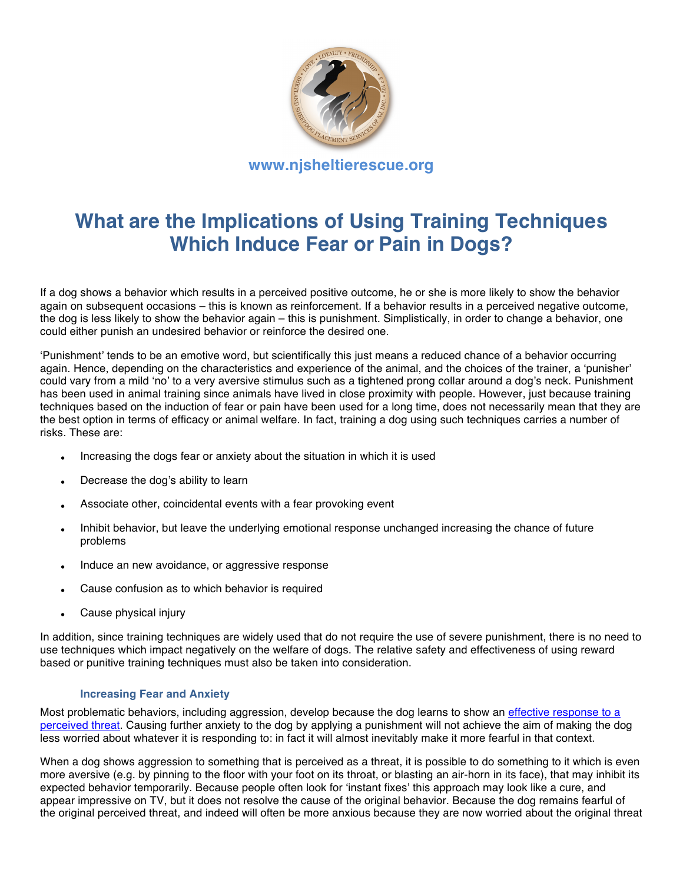www.njsheltierescue.org

# What are the Implications of Using Training Techniques Which Induce Fear or Pain in Dogs?

If a dog shows a behavior which results in a perceived positive outcome, he or she is more likely to show the behavior again on subsequent occasions – this is known as reinforcement. If a behavior results in a perceived negative outcome, the dog is less likely to show the behavior again – this is punishment. Simplistically, in order to change a behavior, one could either punish an undesired behavior or reinforce the desired one.

'Punishment' tends to be an emotive word, but scientifically this just means a reduced chance of a behavior occurring again. Hence, depending on the characteristics and experience of the animal, and the choices of the trainer, a 'punisher' could vary from a mild 'no' to a very aversive stimulus such as a tightened prong collar around a dog's neck. Punishment has been used in animal training since animals have lived in close proximity with people. However, just because training techniques based on the induction of fear or pain have been used for a long time, does not necessarily mean that they are the best option in terms of efficacy or animal welfare. In fact, training a dog using such techniques carries a number of risks. These are:

- Increasing the dogs fear or anxiety about the situation in which it is used
- Decrease the dog's ability to learn
- Associate other, coincidental events with a fear provoking event
- Inhibit behavior, but leave the underlying emotional response unchanged increasing the chance of future problems
- Induce an new avoidance, or aggressive response
- Cause confusion as to which behavior is required
- Cause physical injury

In addition, since training techniques are widely used that do not require the use of severe punishment, there is no need to use techniques which impact negatively on the welfare of dogs. The relative safety and effectiveness of using reward based or punitive training techniques must also be taken into consideration.

### Increasing Fear and Anxiety

Most problematic behaviors, including aggression, develop because the dog learns to show an effective response to a perceived threat. Causing further anxiety to the dog by applying a punishment will not achieve the aim of making the dog less worried about whatever it is responding to: in fact it will almost inevitably make it more fearful in that context.

When a dog shows aggression to something that is perceived as a threat, it is possible to do something to it which is even more aversive (e.g. by pinning to the floor with your foot on its throat, or blasting an air-horn in its face), that may inhibit its expected behavior temporarily. Because people often look for 'instant fixes' this approach may look like a cure, and appear impressive on TV, but it does not resolve the cause of the original behavior. Because the dog remains fearful of the original perceived threat, and indeed will often be more anxious because they are now worried about the original threat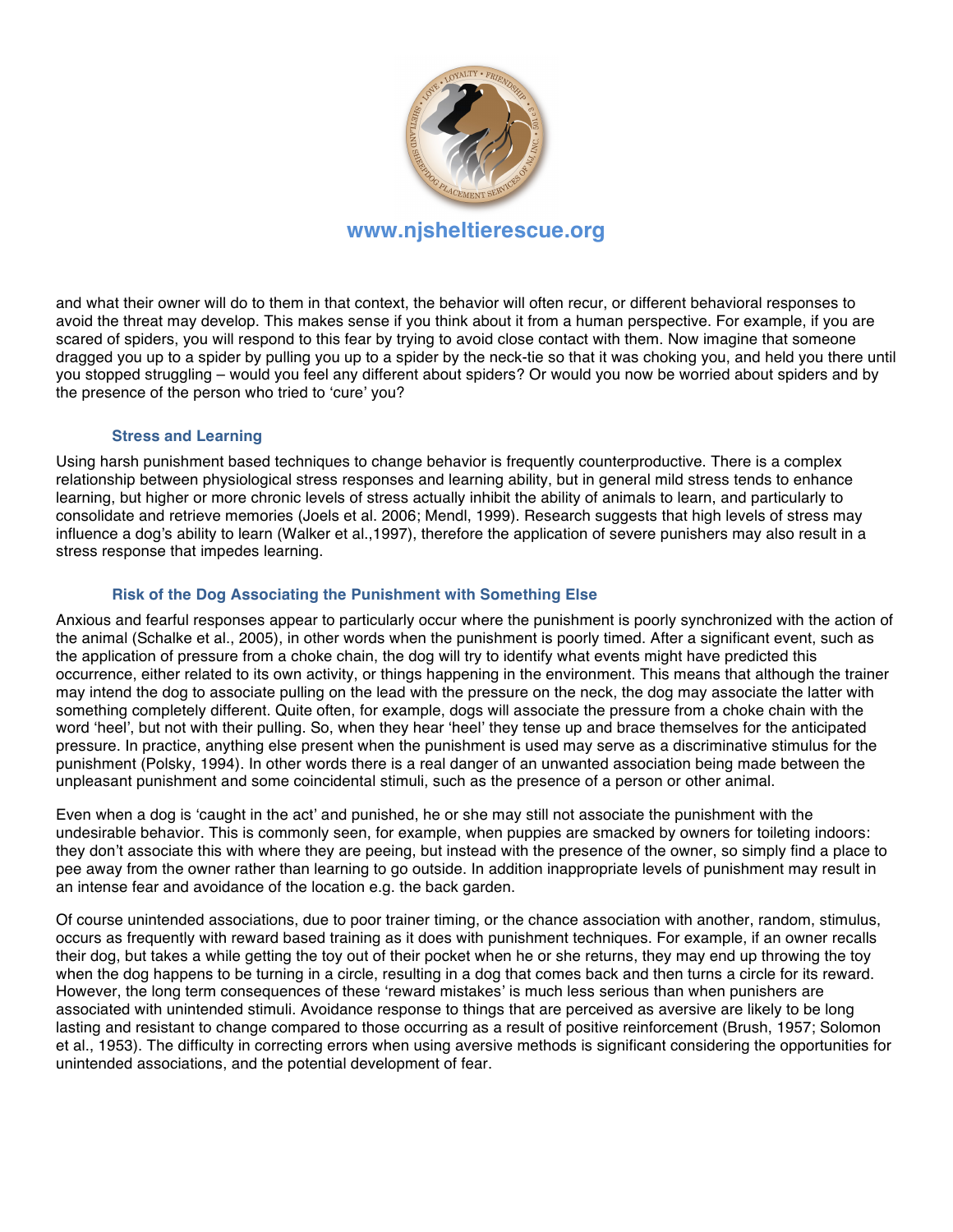and what their owner will do to them in that context, the behavior will often recur, or different behavioral responses to avoid the threat may develop. This makes sense if you think about it from a human perspective. For example, if you are scared of spiders, you will respond to this fear by trying to avoid close contact with them. Now imagine that someone dragged you up to a spider by pulling you up to a spider by the neck-tie so that it was choking you, and held you there until you stopped struggling – would you feel any different about spiders? Or would you now be worried about spiders and by the presence of the person who tried to 'cure' you?

### Stress and Learning

Using harsh punishment based techniques to change behavior is frequently counterproductive. There is a complex relationship between physiological stress responses and learning ability, but in general mild stress tends to enhance learning, but higher or more chronic levels of stress actually inhibit the ability of animals to learn, and particularly to consolidate and retrieve memories (Joels et al. 2006; Mendl, 1999). Research suggests that high levels of stress may influence a dog's ability to learn (Walker et al.,1997), therefore the application of severe punishers may also result in a stress response that impedes learning.

### Risk of the Dog Associating the Punishment with Something Else

Anxious and fearful responses appear to particularly occur where the punishment is poorly synchronized with the action of the animal (Schalke et al., 2005), in other words when the punishment is poorly timed. After a significant event, such as the application of pressure from a choke chain, the dog will try to identify what events might have predicted this occurrence, either related to its own activity, or things happening in the environment. This means that although the trainer may intend the dog to associate pulling on the lead with the pressure on the neck, the dog may associate the latter with something completely different. Quite often, for example, dogs will associate the pressure from a choke chain with the word 'heel', but not with their pulling. So, when they hear 'heel' they tense up and brace themselves for the anticipated pressure. In practice, anything else present when the punishment is used may serve as a discriminative stimulus for the punishment (Polsky, 1994). In other words there is a real danger of an unwanted association being made between the unpleasant punishment and some coincidental stimuli, such as the presence of a person or other animal.

Even when a dog is 'caught in the act' and punished, he or she may still not associate the punishment with the undesirable behavior. This is commonly seen, for example, when puppies are smacked by owners for toileting indoors: they don't associate this with where they are peeing, but instead with the presence of the owner, so simply find a place to pee away from the owner rather than learning to go outside. In addition inappropriate levels of punishment may result in an intense fear and avoidance of the location e.g. the back garden.

Of course unintended associations, due to poor trainer timing, or the chance association with another, random, stimulus, occurs as frequently with reward based training as it does with punishment techniques. For example, if an owner recalls their dog, but takes a while getting the toy out of their pocket when he or she returns, they may end up throwing the toy when the dog happens to be turning in a circle, resulting in a dog that comes back and then turns a circle for its reward. However, the long term consequences of these 'reward mistakes' is much less serious than when punishers are associated with unintended stimuli. Avoidance response to things that are perceived as aversive are likely to be long lasting and resistant to change compared to those occurring as a result of positive reinforcement (Brush, 1957; Solomon et al., 1953). The difficulty in correcting errors when using aversive methods is significant considering the opportunities for unintended associations, and the potential development of fear.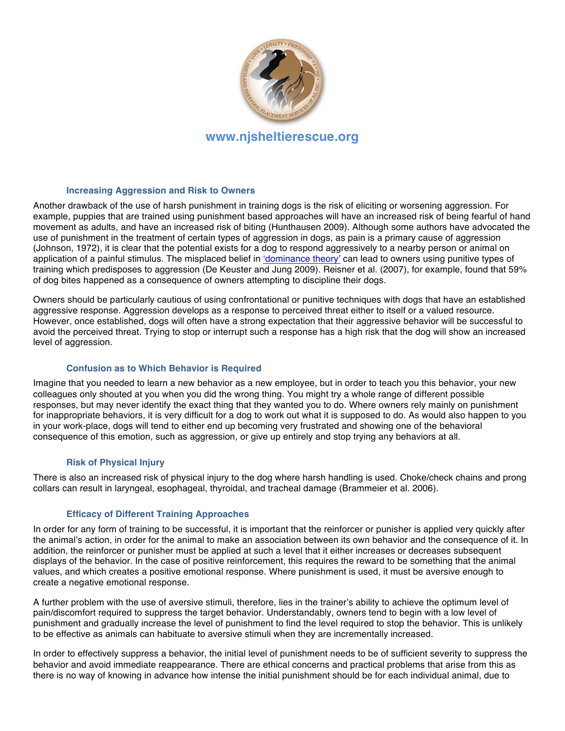### Increasing Aggression and Risk to Owners

Another drawback of the use of harsh punishment in training dogs is the risk of eliciting or worsening aggression. For example, puppies that are trained using punishment based approaches will have an increased risk of being fearful of hand movement as adults, and have an increased risk of biting (Hunthausen 2009). Although some authors have advocated the use of punishment in the treatment of certain types of aggression in dogs, as pain is a primary cause of aggression (Johnson, 1972), it is clear that the potential exists for a dog to respond aggressively to a nearby person or animal on application of a painful stimulus. The misplaced belief in 'dominance theory' can lead to owners using punitive types of training which predisposes to aggression (De Keuster and Jung 2009). Reisner et al. (2007), for example, found that 59% of dog bites happened as a consequence of owners attempting to discipline their dogs.

Owners should be particularly cautious of using confrontational or punitive techniques with dogs that have an established aggressive response. Aggression develops as a response to perceived threat either to itself or a valued resource. However, once established, dogs will often have a strong expectation that their aggressive behavior will be successful to avoid the perceived threat. Trying to stop or interrupt such a response has a high risk that the dog will show an increased level of aggression.

### Confusion as to Which Behavior is Required

Imagine that you needed to learn a new behavior as a new employee, but in order to teach you this behavior, your new colleagues only shouted at you when you did the wrong thing. You might try a whole range of different possible responses, but may never identify the exact thing that they wanted you to do. Where owners rely mainly on punishment for inappropriate behaviors, it is very difficult for a dog to work out what it is supposed to do. As would also happen to you in your work-place, dogs will tend to either end up becoming very frustrated and showing one of the behavioral consequence of this emotion, such as aggression, or give up entirely and stop trying any behaviors at all.

### Risk of Physical Injury

There is also an increased risk of physical injury to the dog where harsh handling is used. Choke/check chains and prong collars can result in laryngeal, esophageal, thyroidal, and tracheal damage (Brammeier et al. 2006).

### Efficacy of Different Training Approaches

In order for any form of training to be successful, it is important that the reinforcer or punisher is applied very quickly after the animal's action, in order for the animal to make an association between its own behavior and the consequence of it. In addition, the reinforcer or punisher must be applied at such a level that it either increases or decreases subsequent displays of the behavior. In the case of positive reinforcement, this requires the reward to be something that the animal values, and which creates a positive emotional response. Where punishment is used, it must be aversive enough to create a negative emotional response.

A further problem with the use of aversive stimuli, therefore, lies in the trainer's ability to achieve the optimum level of pain/discomfort required to suppress the target behavior. Understandably, owners tend to begin with a low level of punishment and gradually increase the level of punishment to find the level required to stop the behavior. This is unlikely to be effective as animals can habituate to aversive stimuli when they are incrementally increased.

In order to effectively suppress a behavior, the initial level of punishment needs to be of sufficient severity to suppress the behavior and avoid immediate reappearance. There are ethical concerns and practical problems that arise from this as there is no way of knowing in advance how intense the initial punishment should be for each individual animal, due to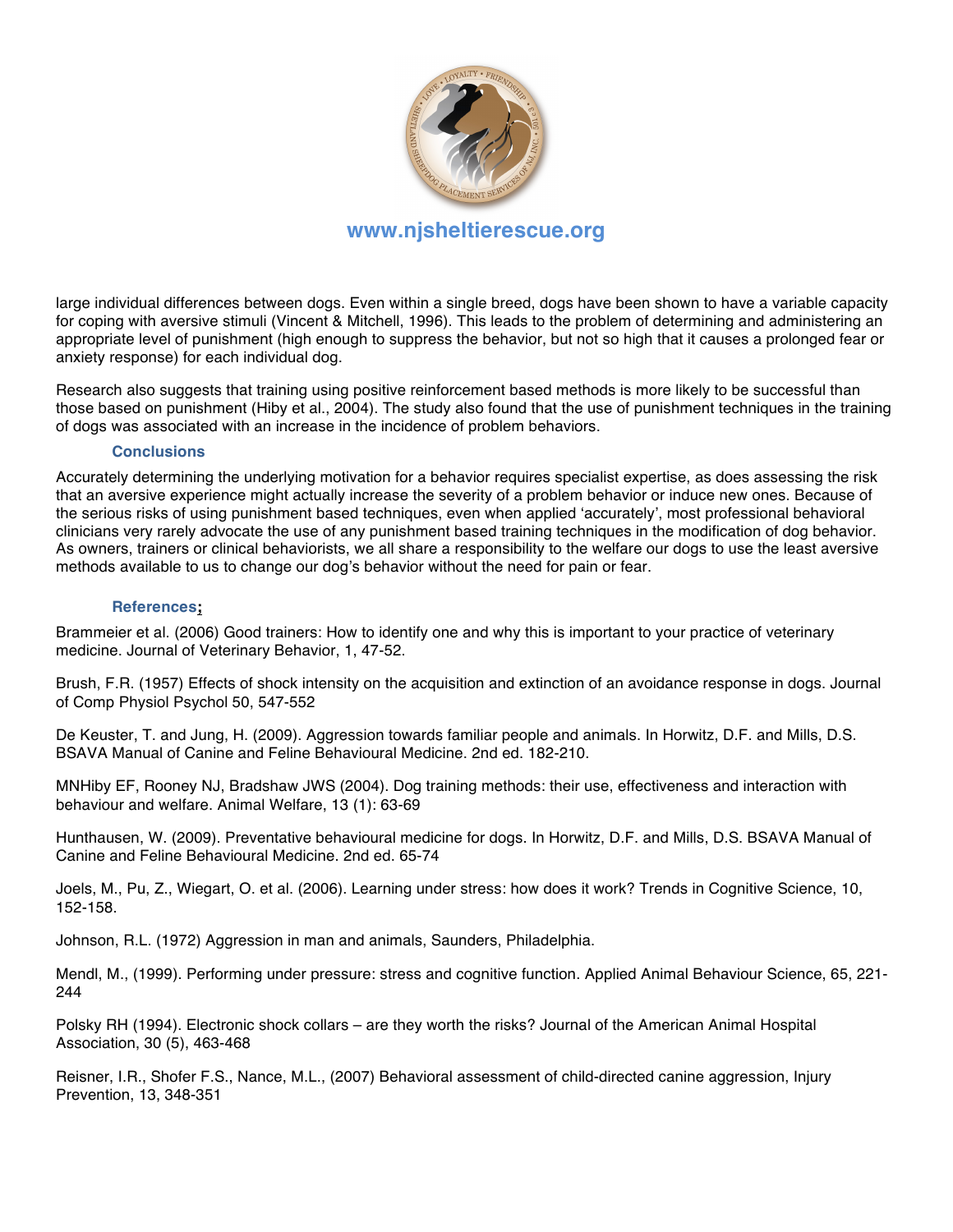large individual differences between dogs. Even within a single breed, dogs have been shown to have a variable capacity for coping with aversive stimuli (Vincent & Mitchell, 1996). This leads to the problem of determining and administering an appropriate level of punishment (high enough to suppress the behavior, but not so high that it causes a prolonged fear or anxiety response) for each individual dog.

Research also suggests that training using positive reinforcement based methods is more likely to be successful than those based on punishment (Hiby et al., 2004). The study also found that the use of punishment techniques in the training of dogs was associated with an increase in the incidence of problem behaviors.

### Conclusions

Accurately determining the underlying motivation for a behavior requires specialist expertise, as does assessing the risk that an aversive experience might actually increase the severity of a problem behavior or induce new ones. Because of the serious risks of using punishment based techniques, even when applied 'accurately', most professional behavioral clinicians very rarely advocate the use of any punishment based training techniques in the modification of dog behavior. As owners, trainers or clinical behaviorists, we all share a responsibility to the welfare our dogs to use the least aversive methods available to us to change our dog's behavior without the need for pain or fear.

### References:

Brammeier et al. (2006) Good trainers: How to identify one and why this is important to your practice of veterinary medicine. Journal of Veterinary Behavior, 1, 47-52.

Brush, F.R. (1957) Effects of shock intensity on the acquisition and extinction of an avoidance response in dogs. Journal of Comp Physiol Psychol 50, 547-552

De Keuster, T. and Jung, H. (2009). Aggression towards familiar people and animals. In Horwitz, D.F. and Mills, D.S. BSAVA Manual of Canine and Feline Behavioural Medicine. 2nd ed. 182-210.

MNHiby EF, Rooney NJ, Bradshaw JWS (2004). Dog training methods: their use, effectiveness and interaction with behaviour and welfare. Animal Welfare, 13 (1): 63-69

Hunthausen, W. (2009). Preventative behavioural medicine for dogs. In Horwitz, D.F. and Mills, D.S. BSAVA Manual of Canine and Feline Behavioural Medicine. 2nd ed. 65-74

Joels, M., Pu, Z., Wiegart, O. et al. (2006). Learning under stress: how does it work? Trends in Cognitive Science, 10, 152-158.

Johnson, R.L. (1972) Aggression in man and animals, Saunders, Philadelphia.

Mendl, M., (1999). Performing under pressure: stress and cognitive function. Applied Animal Behaviour Science, 65, 221-244

Polsky RH (1994). Electronic shock collars – are they worth the risks? Journal of the American Animal Hospital Association, 30 (5), 463-468

Reisner, I.R., Shofer F.S., Nance, M.L., (2007) Behavioral assessment of child-directed canine aggression, Injury Prevention, 13, 348-351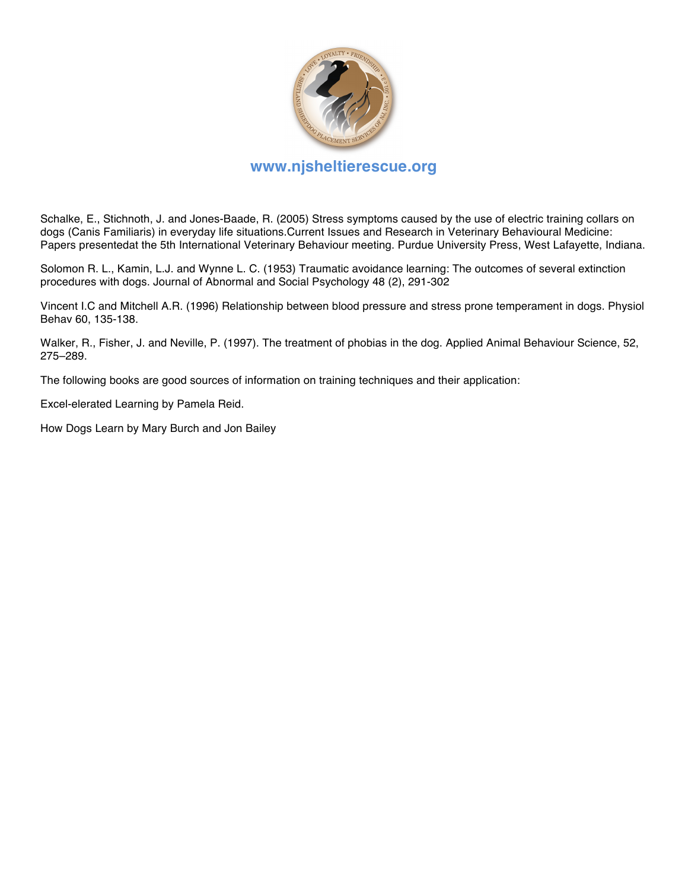www.njsheltierescue.org

Schalke, E., Stichnoth, J. and Jones-Baade, R. (2005) Stress symptoms caused by the use of electric training collars on dogs (Canis Familiaris) in everyday life situations.Current Issues and Research in Veterinary Behavioural Medicine: Papers presentedat the 5th International Veterinary Behaviour meeting. Purdue University Press, West Lafayette, Indiana.

Solomon R. L., Kamin, L.J. and Wynne L. C. (1953) Traumatic avoidance learning: The outcomes of several extinction procedures with dogs. Journal of Abnormal and Social Psychology 48 (2), 291-302

Vincent I.C and Mitchell A.R. (1996) Relationship between blood pressure and stress prone temperament in dogs. Physiol Behav 60, 135-138.

Walker, R., Fisher, J. and Neville, P. (1997). The treatment of phobias in the dog. Applied Animal Behaviour Science, 52, 275–289.

The following books are good sources of information on training techniques and their application:

Excel-erated Learning by Pamela Reid.

How Dogs Learn by Mary Burch and Jon Bailey